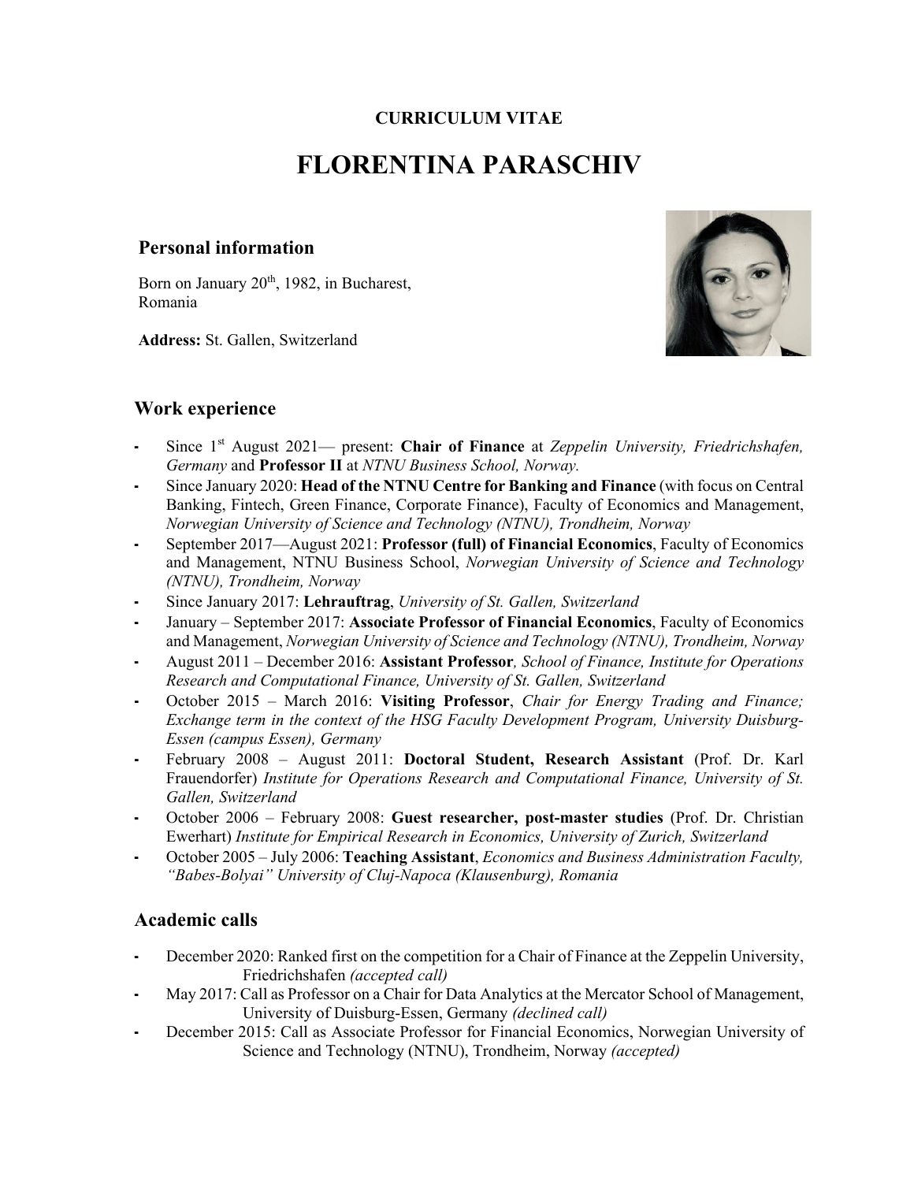**CURRICULUM VITAE**

# FLORENTINA PARASCHIV

## Personal information

Born on January 20th, 1982, in Bucharest, Romania

**Address:** St. Gallen, Switzerland

## Work experience

- Since 1st August 2021— present: **Chair of Finance** at *Zeppelin University, Friedrichshafen, Germany* and **Professor II** at *NTNU Business School, Norway.*
- Since January 2020: **Head of the NTNU Centre for Banking and Finance** (with focus on Central Banking, Fintech, Green Finance, Corporate Finance), Faculty of Economics and Management, *Norwegian University of Science and Technology (NTNU), Trondheim, Norway*
- September 2017—August 2021: **Professor (full) of Financial Economics**, Faculty of Economics and Management, NTNU Business School, *Norwegian University of Science and Technology (NTNU), Trondheim, Norway*
- Since January 2017: **Lehrauftrag**, *University of St. Gallen, Switzerland*
- January – September 2017: **Associate Professor of Financial Economics**, Faculty of Economics and Management, *Norwegian University of Science and Technology (NTNU), Trondheim, Norway*
- August 2011 – December 2016: **Assistant Professor***, School of Finance, Institute for Operations Research and Computational Finance, University of St. Gallen, Switzerland*
- October 2015 – March 2016: **Visiting Professor**, *Chair for Energy Trading and Finance; Exchange term in the context of the HSG Faculty Development Program, University Duisburg-Essen (campus Essen), Germany*
- February 2008 – August 2011: **Doctoral Student, Research Assistant** (Prof. Dr. Karl Frauendorfer) *Institute for Operations Research and Computational Finance, University of St. Gallen, Switzerland*
- October 2006 – February 2008: **Guest researcher, post-master studies** (Prof. Dr. Christian Ewerhart) *Institute for Empirical Research in Economics, University of Zurich, Switzerland*
- October 2005 – July 2006: **Teaching Assistant**, *Economics and Business Administration Faculty, "Babes-Bolyai" University of Cluj-Napoca (Klausenburg), Romania*

## Academic calls

- December 2020: Ranked first on the competition for a Chair of Finance at the Zeppelin University, Friedrichshafen *(accepted call)*
- May 2017: Call as Professor on a Chair for Data Analytics at the Mercator School of Management, University of Duisburg-Essen, Germany *(declined call)*
- December 2015: Call as Associate Professor for Financial Economics, Norwegian University of Science and Technology (NTNU), Trondheim, Norway *(accepted)*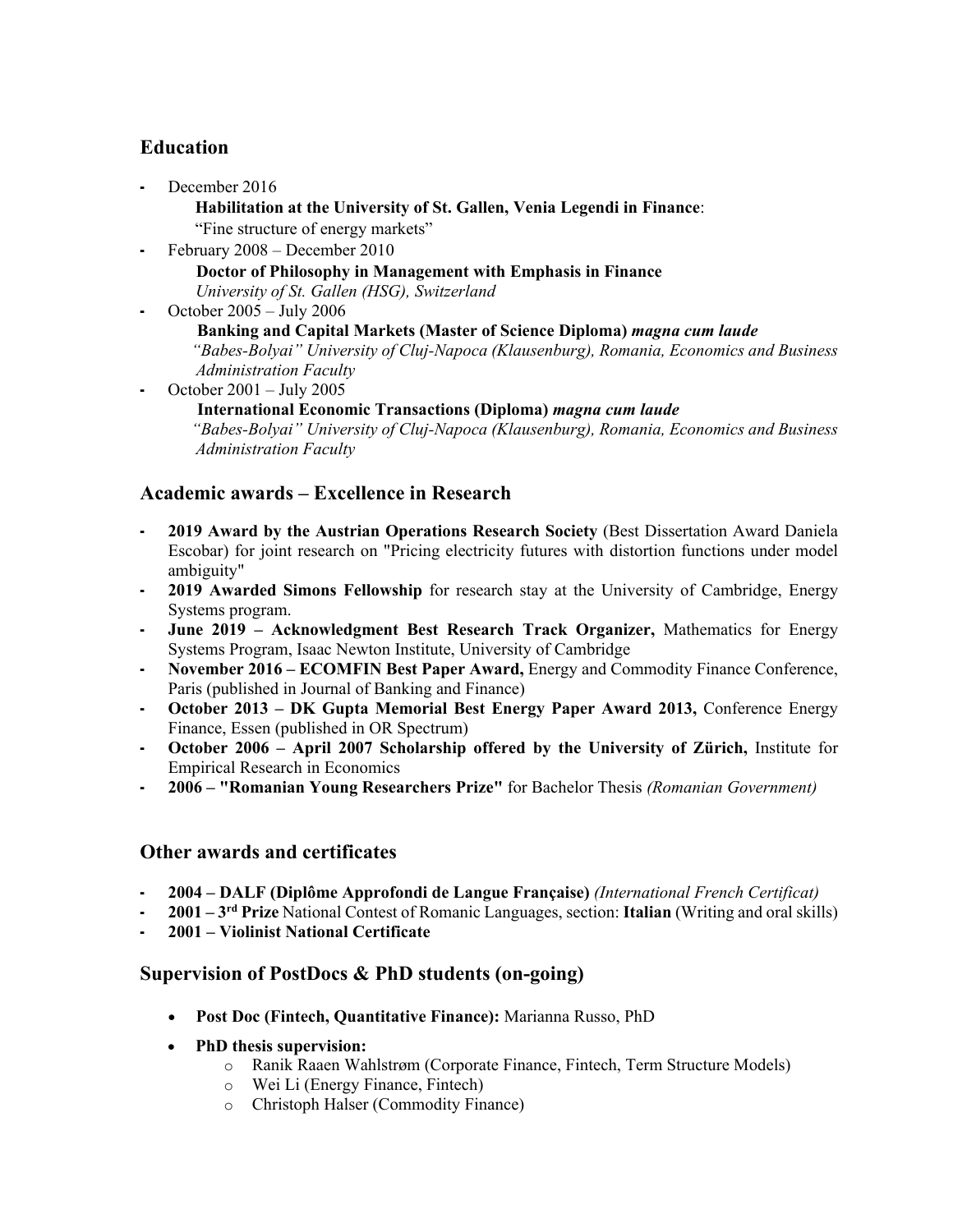## Education

- December 2016
  **Habilitation at the University of St. Gallen, Venia Legendi in Finance**:
  "Fine structure of energy markets"
- February 2008 – December 2010
  **Doctor of Philosophy in Management with Emphasis in Finance**
  *University of St. Gallen (HSG), Switzerland*
- October 2005 – July 2006
  **Banking and Capital Markets (Master of Science Diploma)** ***magna cum laude***
  *"Babes-Bolyai" University of Cluj-Napoca (Klausenburg), Romania, Economics and Business Administration Faculty*
- October 2001 – July 2005
  **International Economic Transactions (Diploma)** ***magna cum laude***
  *"Babes-Bolyai" University of Cluj-Napoca (Klausenburg), Romania, Economics and Business Administration Faculty*

## Academic awards – Excellence in Research

- **2019 Award by the Austrian Operations Research Society** (Best Dissertation Award Daniela Escobar) for joint research on "Pricing electricity futures with distortion functions under model ambiguity"
- **2019 Awarded Simons Fellowship** for research stay at the University of Cambridge, Energy Systems program.
- **June 2019 – Acknowledgment Best Research Track Organizer,** Mathematics for Energy Systems Program, Isaac Newton Institute, University of Cambridge
- **November 2016 – ECOMFIN Best Paper Award,** Energy and Commodity Finance Conference, Paris (published in Journal of Banking and Finance)
- **October 2013 – DK Gupta Memorial Best Energy Paper Award 2013,** Conference Energy Finance, Essen (published in OR Spectrum)
- **October 2006 – April 2007 Scholarship offered by the University of Zürich,** Institute for Empirical Research in Economics
- **2006 – "Romanian Young Researchers Prize"** for Bachelor Thesis *(Romanian Government)*

## Other awards and certificates

- **2004 – DALF (Diplôme Approfondi de Langue Française)** *(International French Certificat)*
- **2001 – 3rd Prize** National Contest of Romanic Languages, section: **Italian** (Writing and oral skills)
- **2001 – Violinist National Certificate**

## Supervision of PostDocs & PhD students (on-going)

- **Post Doc (Fintech, Quantitative Finance):** Marianna Russo, PhD
- **PhD thesis supervision:**
  - Ranik Raaen Wahlstrøm (Corporate Finance, Fintech, Term Structure Models)
  - Wei Li (Energy Finance, Fintech)
  - Christoph Halser (Commodity Finance)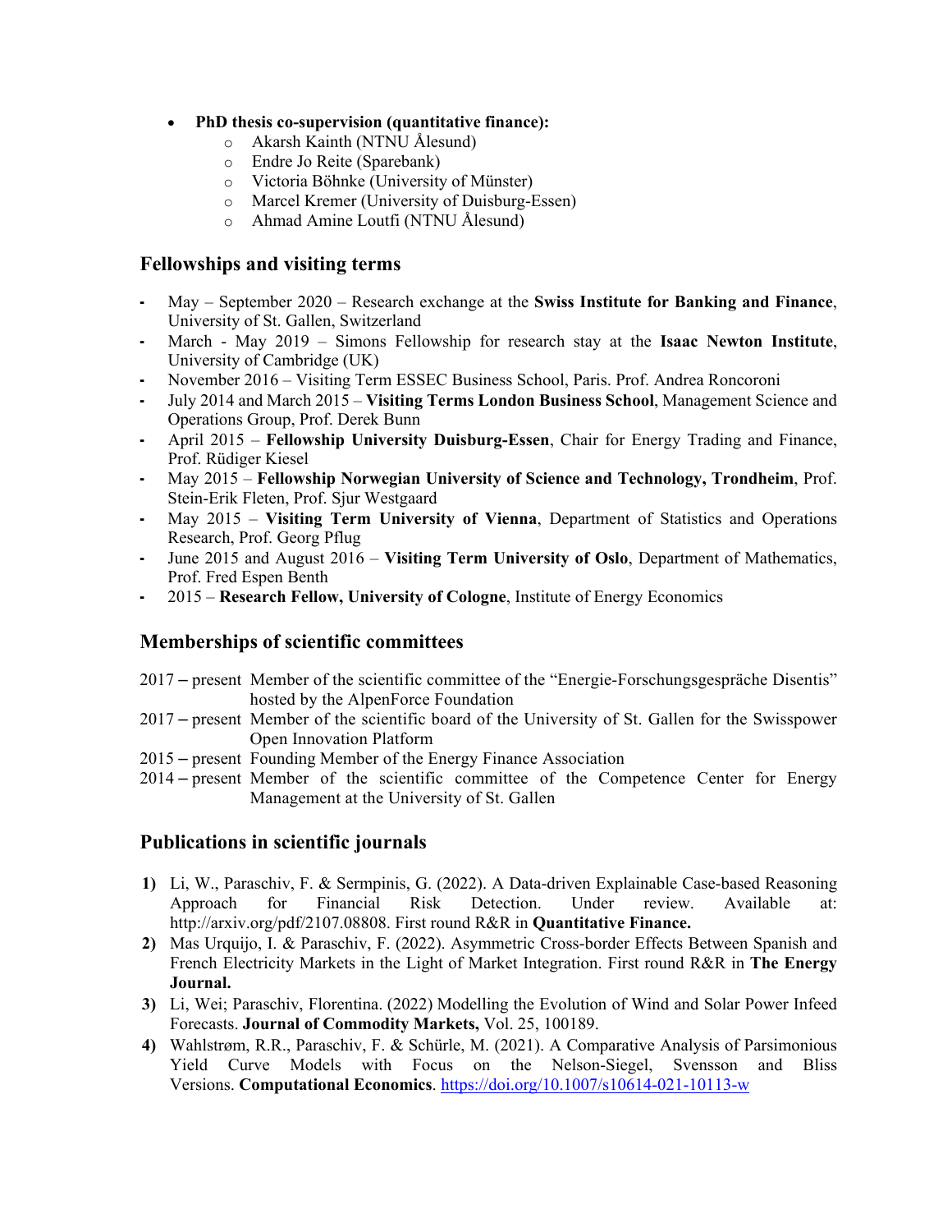- **PhD thesis co-supervision (quantitative finance):**
  - Akarsh Kainth (NTNU Ålesund)
  - Endre Jo Reite (Sparebank)
  - Victoria Böhnke (University of Münster)
  - Marcel Kremer (University of Duisburg-Essen)
  - Ahmad Amine Loutfi (NTNU Ålesund)

## Fellowships and visiting terms

- May – September 2020 – Research exchange at the **Swiss Institute for Banking and Finance**, University of St. Gallen, Switzerland
- March - May 2019 – Simons Fellowship for research stay at the **Isaac Newton Institute**, University of Cambridge (UK)
- November 2016 – Visiting Term ESSEC Business School, Paris. Prof. Andrea Roncoroni
- July 2014 and March 2015 – **Visiting Terms London Business School**, Management Science and Operations Group, Prof. Derek Bunn
- April 2015 – **Fellowship University Duisburg-Essen**, Chair for Energy Trading and Finance, Prof. Rüdiger Kiesel
- May 2015 – **Fellowship Norwegian University of Science and Technology, Trondheim**, Prof. Stein-Erik Fleten, Prof. Sjur Westgaard
- May 2015 – **Visiting Term University of Vienna**, Department of Statistics and Operations Research, Prof. Georg Pflug
- June 2015 and August 2016 – **Visiting Term University of Oslo**, Department of Mathematics, Prof. Fred Espen Benth
- 2015 – **Research Fellow, University of Cologne**, Institute of Energy Economics

## Memberships of scientific committees

2017 – present Member of the scientific committee of the "Energie-Forschungsgespräche Disentis" hosted by the AlpenForce Foundation

2017 – present Member of the scientific board of the University of St. Gallen for the Swisspower Open Innovation Platform

2015 – present Founding Member of the Energy Finance Association

2014 – present Member of the scientific committee of the Competence Center for Energy Management at the University of St. Gallen

## Publications in scientific journals

1) Li, W., Paraschiv, F. & Sermpinis, G. (2022). A Data-driven Explainable Case-based Reasoning Approach for Financial Risk Detection. Under review. Available at: http://arxiv.org/pdf/2107.08808. First round R&R in **Quantitative Finance.**
2) Mas Urquijo, I. & Paraschiv, F. (2022). Asymmetric Cross-border Effects Between Spanish and French Electricity Markets in the Light of Market Integration. First round R&R in **The Energy Journal.**
3) Li, Wei; Paraschiv, Florentina. (2022) Modelling the Evolution of Wind and Solar Power Infeed Forecasts. **Journal of Commodity Markets,** Vol. 25, 100189.
4) Wahlstrøm, R.R., Paraschiv, F. & Schürle, M. (2021). A Comparative Analysis of Parsimonious Yield Curve Models with Focus on the Nelson-Siegel, Svensson and Bliss Versions. **Computational Economics**. https://doi.org/10.1007/s10614-021-10113-w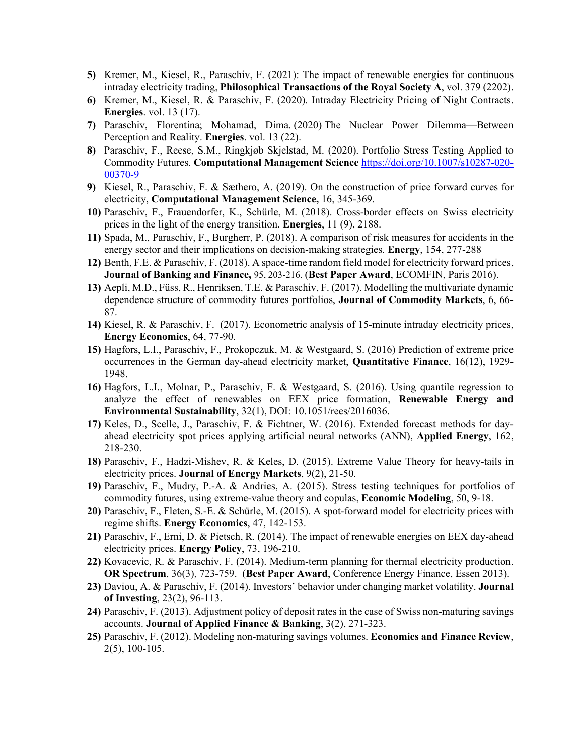**5)** Kremer, M., Kiesel, R., Paraschiv, F. (2021): The impact of renewable energies for continuous intraday electricity trading, **Philosophical Transactions of the Royal Society A**, vol. 379 (2202).

**6)** Kremer, M., Kiesel, R. & Paraschiv, F. (2020). Intraday Electricity Pricing of Night Contracts. **Energies**. vol. 13 (17).

**7)** Paraschiv, Florentina; Mohamad, Dima. (2020) The Nuclear Power Dilemma—Between Perception and Reality. **Energies**. vol. 13 (22).

**8)** Paraschiv, F., Reese, S.M., Ringkjøb Skjelstad, M. (2020). Portfolio Stress Testing Applied to Commodity Futures. **Computational Management Science** https://doi.org/10.1007/s10287-020-00370-9

**9)** Kiesel, R., Paraschiv, F. & Sæthero, A. (2019). On the construction of price forward curves for electricity, **Computational Management Science,** 16, 345-369.

**10)** Paraschiv, F., Frauendorfer, K., Schürle, M. (2018). Cross-border effects on Swiss electricity prices in the light of the energy transition. **Energies**, 11 (9), 2188.

**11)** Spada, M., Paraschiv, F., Burgherr, P. (2018). A comparison of risk measures for accidents in the energy sector and their implications on decision-making strategies. **Energy**, 154, 277-288

**12)** Benth, F.E. & Paraschiv, F. (2018). A space-time random field model for electricity forward prices, **Journal of Banking and Finance,** 95, 203-216. (**Best Paper Award**, ECOMFIN, Paris 2016).

**13)** Aepli, M.D., Füss, R., Henriksen, T.E. & Paraschiv, F. (2017). Modelling the multivariate dynamic dependence structure of commodity futures portfolios, **Journal of Commodity Markets**, 6, 66-87.

**14)** Kiesel, R. & Paraschiv, F. (2017). Econometric analysis of 15-minute intraday electricity prices, **Energy Economics**, 64, 77-90.

**15)** Hagfors, L.I., Paraschiv, F., Prokopczuk, M. & Westgaard, S. (2016) Prediction of extreme price occurrences in the German day-ahead electricity market, **Quantitative Finance**, 16(12), 1929-1948.

**16)** Hagfors, L.I., Molnar, P., Paraschiv, F. & Westgaard, S. (2016). Using quantile regression to analyze the effect of renewables on EEX price formation, **Renewable Energy and Environmental Sustainability**, 32(1), DOI: 10.1051/rees/2016036.

**17)** Keles, D., Scelle, J., Paraschiv, F. & Fichtner, W. (2016). Extended forecast methods for day-ahead electricity spot prices applying artificial neural networks (ANN), **Applied Energy**, 162, 218-230.

**18)** Paraschiv, F., Hadzi-Mishev, R. & Keles, D. (2015). Extreme Value Theory for heavy-tails in electricity prices. **Journal of Energy Markets**, 9(2), 21-50.

**19)** Paraschiv, F., Mudry, P.-A. & Andries, A. (2015). Stress testing techniques for portfolios of commodity futures, using extreme-value theory and copulas, **Economic Modeling**, 50, 9-18.

**20)** Paraschiv, F., Fleten, S.-E. & Schürle, M. (2015). A spot-forward model for electricity prices with regime shifts. **Energy Economics**, 47, 142-153.

**21)** Paraschiv, F., Erni, D. & Pietsch, R. (2014). The impact of renewable energies on EEX day-ahead electricity prices. **Energy Policy**, 73, 196-210.

**22)** Kovacevic, R. & Paraschiv, F. (2014). Medium-term planning for thermal electricity production. **OR Spectrum**, 36(3), 723-759. (**Best Paper Award**, Conference Energy Finance, Essen 2013).

**23)** Daviou, A. & Paraschiv, F. (2014). Investors' behavior under changing market volatility. **Journal of Investing**, 23(2), 96-113.

**24)** Paraschiv, F. (2013). Adjustment policy of deposit rates in the case of Swiss non-maturing savings accounts. **Journal of Applied Finance & Banking**, 3(2), 271-323.

**25)** Paraschiv, F. (2012). Modeling non-maturing savings volumes. **Economics and Finance Review**, 2(5), 100-105.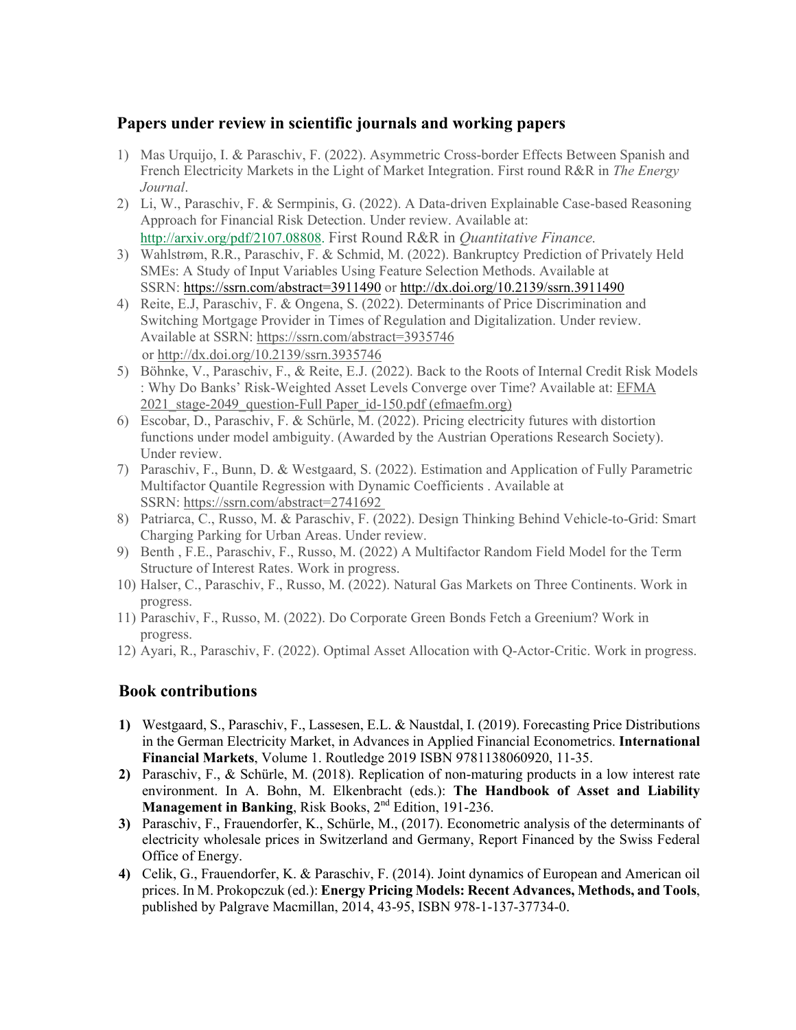## Papers under review in scientific journals and working papers

1) Mas Urquijo, I. & Paraschiv, F. (2022). Asymmetric Cross-border Effects Between Spanish and French Electricity Markets in the Light of Market Integration. First round R&R in *The Energy Journal*.
2) Li, W., Paraschiv, F. & Sermpinis, G. (2022). A Data-driven Explainable Case-based Reasoning Approach for Financial Risk Detection. Under review. Available at: http://arxiv.org/pdf/2107.08808. First Round R&R in *Quantitative Finance.*
3) Wahlstrøm, R.R., Paraschiv, F. & Schmid, M. (2022). Bankruptcy Prediction of Privately Held SMEs: A Study of Input Variables Using Feature Selection Methods. Available at SSRN: https://ssrn.com/abstract=3911490 or http://dx.doi.org/10.2139/ssrn.3911490
4) Reite, E.J, Paraschiv, F. & Ongena, S. (2022). Determinants of Price Discrimination and Switching Mortgage Provider in Times of Regulation and Digitalization. Under review. Available at SSRN: https://ssrn.com/abstract=3935746 or http://dx.doi.org/10.2139/ssrn.3935746
5) Böhnke, V., Paraschiv, F., & Reite, E.J. (2022). Back to the Roots of Internal Credit Risk Models : Why Do Banks' Risk-Weighted Asset Levels Converge over Time? Available at: EFMA 2021_stage-2049_question-Full Paper_id-150.pdf (efmaefm.org)
6) Escobar, D., Paraschiv, F. & Schürle, M. (2022). Pricing electricity futures with distortion functions under model ambiguity. (Awarded by the Austrian Operations Research Society). Under review.
7) Paraschiv, F., Bunn, D. & Westgaard, S. (2022). Estimation and Application of Fully Parametric Multifactor Quantile Regression with Dynamic Coefficients . Available at SSRN: https://ssrn.com/abstract=2741692
8) Patriarca, C., Russo, M. & Paraschiv, F. (2022). Design Thinking Behind Vehicle-to-Grid: Smart Charging Parking for Urban Areas. Under review.
9) Benth , F.E., Paraschiv, F., Russo, M. (2022) A Multifactor Random Field Model for the Term Structure of Interest Rates. Work in progress.
10) Halser, C., Paraschiv, F., Russo, M. (2022). Natural Gas Markets on Three Continents. Work in progress.
11) Paraschiv, F., Russo, M. (2022). Do Corporate Green Bonds Fetch a Greenium? Work in progress.
12) Ayari, R., Paraschiv, F. (2022). Optimal Asset Allocation with Q-Actor-Critic. Work in progress.

## Book contributions

**1)** Westgaard, S., Paraschiv, F., Lassesen, E.L. & Naustdal, I. (2019). Forecasting Price Distributions in the German Electricity Market, in Advances in Applied Financial Econometrics. **International Financial Markets**, Volume 1. Routledge 2019 ISBN 9781138060920, 11-35.

**2)** Paraschiv, F., & Schürle, M. (2018). Replication of non-maturing products in a low interest rate environment. In A. Bohn, M. Elkenbracht (eds.): **The Handbook of Asset and Liability Management in Banking**, Risk Books, 2nd Edition, 191-236.

**3)** Paraschiv, F., Frauendorfer, K., Schürle, M., (2017). Econometric analysis of the determinants of electricity wholesale prices in Switzerland and Germany, Report Financed by the Swiss Federal Office of Energy.

**4)** Celik, G., Frauendorfer, K. & Paraschiv, F. (2014). Joint dynamics of European and American oil prices. In M. Prokopczuk (ed.): **Energy Pricing Models: Recent Advances, Methods, and Tools**, published by Palgrave Macmillan, 2014, 43-95, ISBN 978-1-137-37734-0.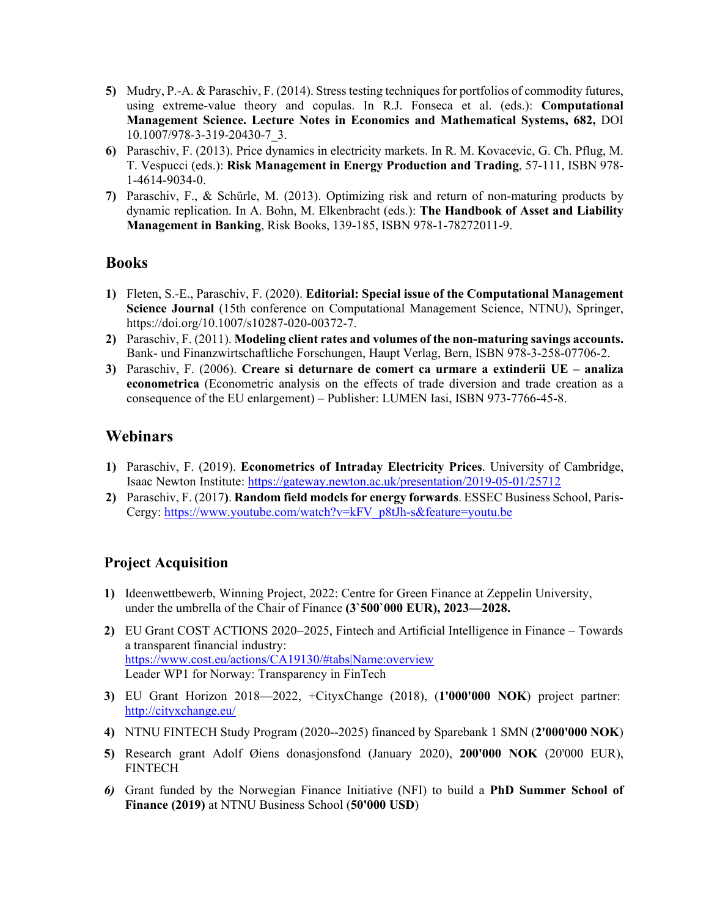5) Mudry, P.-A. & Paraschiv, F. (2014). Stress testing techniques for portfolios of commodity futures, using extreme-value theory and copulas. In R.J. Fonseca et al. (eds.): **Computational Management Science. Lecture Notes in Economics and Mathematical Systems, 682,** DOI 10.1007/978-3-319-20430-7_3.
6) Paraschiv, F. (2013). Price dynamics in electricity markets. In R. M. Kovacevic, G. Ch. Pflug, M. T. Vespucci (eds.): **Risk Management in Energy Production and Trading**, 57-111, ISBN 978-1-4614-9034-0.
7) Paraschiv, F., & Schürle, M. (2013). Optimizing risk and return of non-maturing products by dynamic replication. In A. Bohn, M. Elkenbracht (eds.): **The Handbook of Asset and Liability Management in Banking**, Risk Books, 139-185, ISBN 978-1-78272011-9.

## Books

1) Fleten, S.-E., Paraschiv, F. (2020). **Editorial: Special issue of the Computational Management Science Journal** (15th conference on Computational Management Science, NTNU), Springer, https://doi.org/10.1007/s10287-020-00372-7.
2) Paraschiv, F. (2011). **Modeling client rates and volumes of the non-maturing savings accounts.** Bank- und Finanzwirtschaftliche Forschungen, Haupt Verlag, Bern, ISBN 978-3-258-07706-2.
3) Paraschiv, F. (2006). **Creare si deturnare de comert ca urmare a extinderii UE – analiza econometrica** (Econometric analysis on the effects of trade diversion and trade creation as a consequence of the EU enlargement) – Publisher: LUMEN Iasi, ISBN 973-7766-45-8.

## Webinars

1) Paraschiv, F. (2019). **Econometrics of Intraday Electricity Prices**. University of Cambridge, Isaac Newton Institute: https://gateway.newton.ac.uk/presentation/2019-05-01/25712
2) Paraschiv, F. (2017**). Random field models for energy forwards**. ESSEC Business School, Paris-Cergy: https://www.youtube.com/watch?v=kFV_p8tJh-s&feature=youtu.be

## Project Acquisition

1) Ideenwettbewerb, Winning Project, 2022: Centre for Green Finance at Zeppelin University, under the umbrella of the Chair of Finance **(3`500`000 EUR), 2023—2028.**
2) EU Grant COST ACTIONS 2020–2025, Fintech and Artificial Intelligence in Finance – Towards a transparent financial industry: https://www.cost.eu/actions/CA19130/#tabs|Name:overview
   Leader WP1 for Norway: Transparency in FinTech
3) EU Grant Horizon 2018—2022, +CityxChange (2018), (**1'000'000 NOK**) project partner: http://cityxchange.eu/
4) NTNU FINTECH Study Program (2020--2025) financed by Sparebank 1 SMN (**2'000'000 NOK**)
5) Research grant Adolf Øiens donasjonsfond (January 2020), **200'000 NOK** (20'000 EUR), FINTECH
6) Grant funded by the Norwegian Finance Initiative (NFI) to build a **PhD Summer School of Finance (2019)** at NTNU Business School (**50'000 USD**)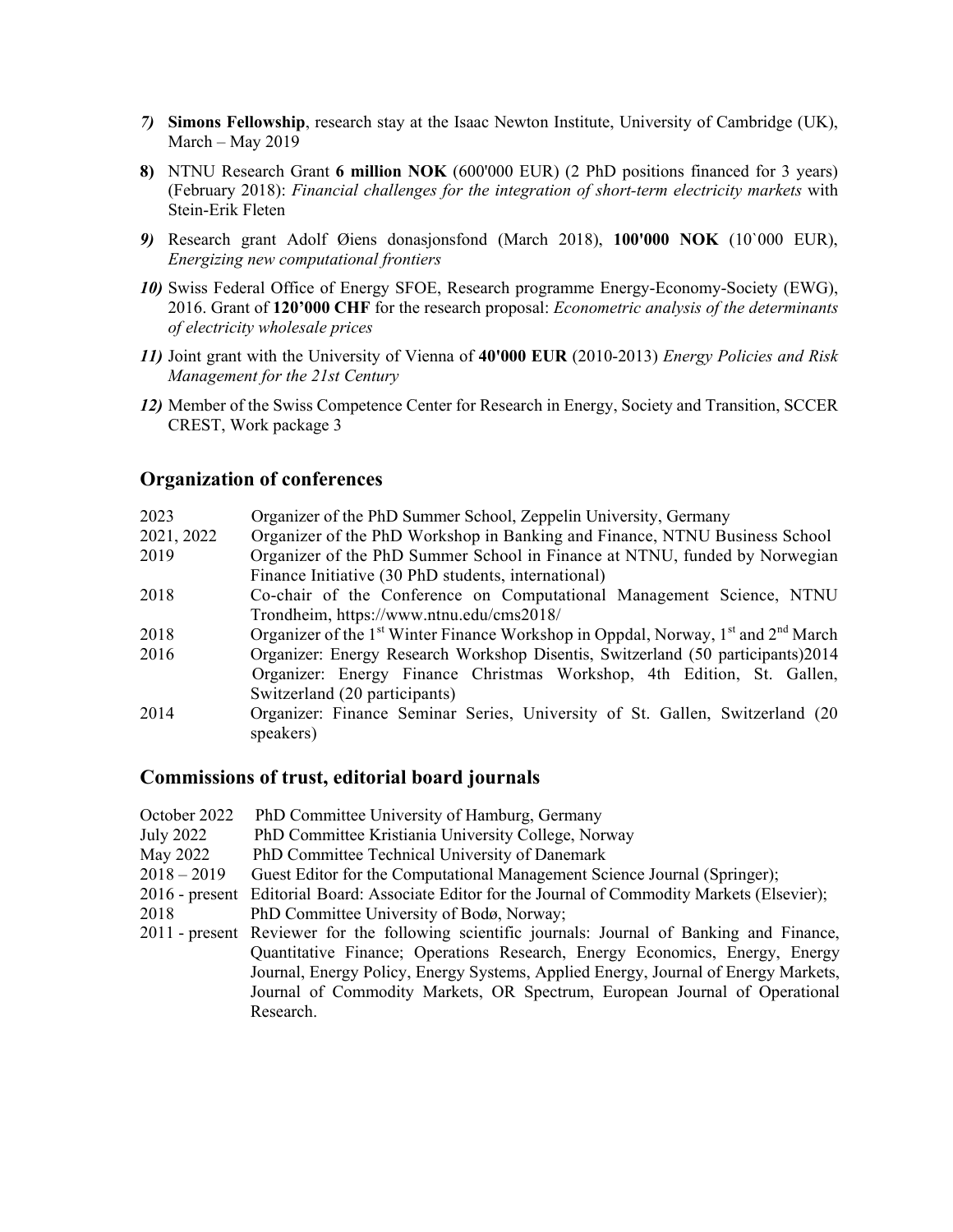7) **Simons Fellowship**, research stay at the Isaac Newton Institute, University of Cambridge (UK), March – May 2019

8) NTNU Research Grant **6 million NOK** (600'000 EUR) (2 PhD positions financed for 3 years) (February 2018): *Financial challenges for the integration of short-term electricity markets* with Stein-Erik Fleten

9) Research grant Adolf Øiens donasjonsfond (March 2018), **100'000 NOK** (10`000 EUR), *Energizing new computational frontiers*

10) Swiss Federal Office of Energy SFOE, Research programme Energy-Economy-Society (EWG), 2016. Grant of **120'000 CHF** for the research proposal: *Econometric analysis of the determinants of electricity wholesale prices*

11) Joint grant with the University of Vienna of **40'000 EUR** (2010-2013) *Energy Policies and Risk Management for the 21st Century*

12) Member of the Swiss Competence Center for Research in Energy, Society and Transition, SCCER CREST, Work package 3

## Organization of conferences

| | |
|---|---|
| 2023 | Organizer of the PhD Summer School, Zeppelin University, Germany |
| 2021, 2022 | Organizer of the PhD Workshop in Banking and Finance, NTNU Business School |
| 2019 | Organizer of the PhD Summer School in Finance at NTNU, funded by Norwegian Finance Initiative (30 PhD students, international) |
| 2018 | Co-chair of the Conference on Computational Management Science, NTNU Trondheim, https://www.ntnu.edu/cms2018/ |
| 2018 | Organizer of the 1st Winter Finance Workshop in Oppdal, Norway, 1st and 2nd March |
| 2016 | Organizer: Energy Research Workshop Disentis, Switzerland (50 participants)2014 Organizer: Energy Finance Christmas Workshop, 4th Edition, St. Gallen, Switzerland (20 participants) |
| 2014 | Organizer: Finance Seminar Series, University of St. Gallen, Switzerland (20 speakers) |

## Commissions of trust, editorial board journals

| | |
|---|---|
| October 2022 | PhD Committee University of Hamburg, Germany |
| July 2022 | PhD Committee Kristiania University College, Norway |
| May 2022 | PhD Committee Technical University of Danemark |
| 2018 – 2019 | Guest Editor for the Computational Management Science Journal (Springer); |
| 2016 - present | Editorial Board: Associate Editor for the Journal of Commodity Markets (Elsevier); |
| 2018 | PhD Committee University of Bodø, Norway; |
| 2011 - present | Reviewer for the following scientific journals: Journal of Banking and Finance, Quantitative Finance; Operations Research, Energy Economics, Energy, Energy Journal, Energy Policy, Energy Systems, Applied Energy, Journal of Energy Markets, Journal of Commodity Markets, OR Spectrum, European Journal of Operational Research. |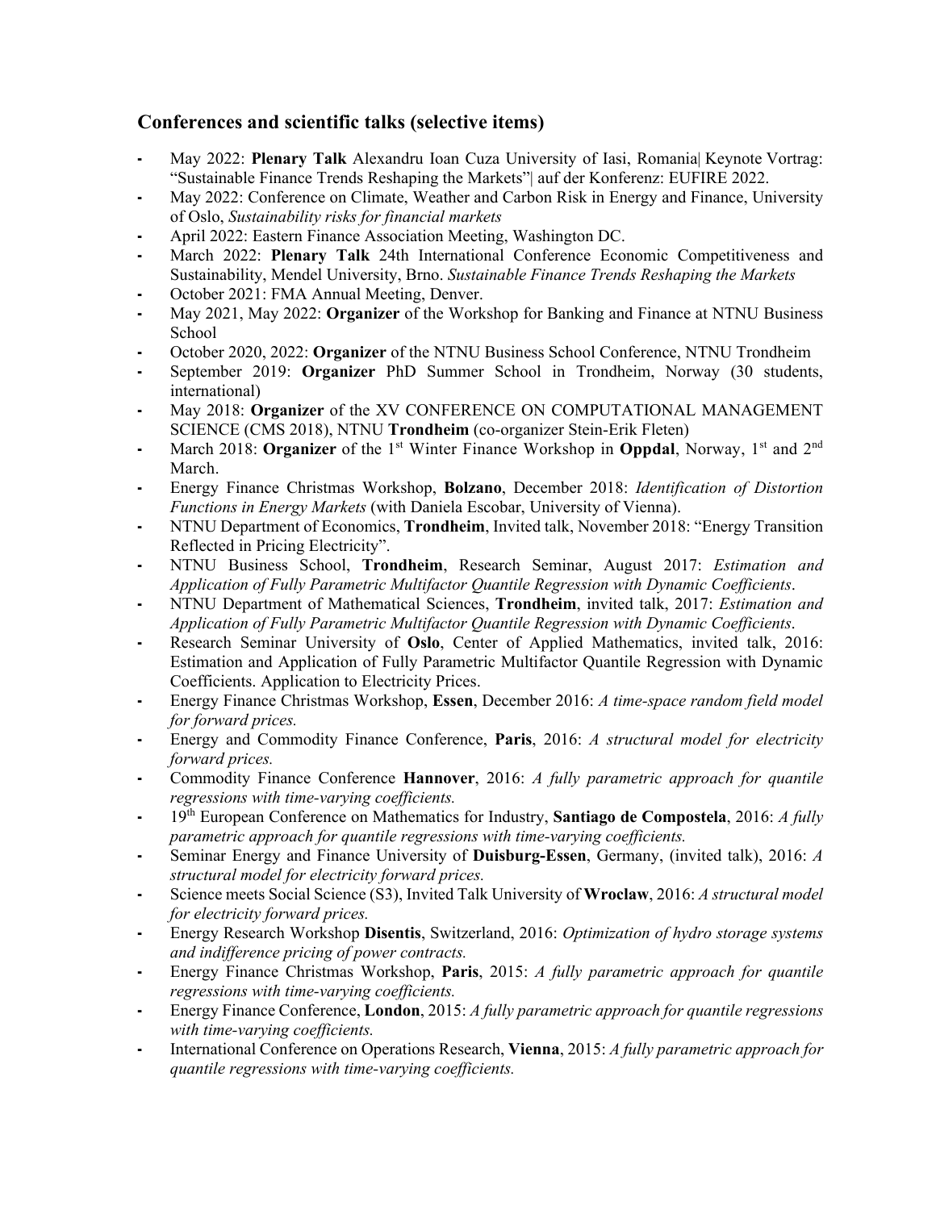## Conferences and scientific talks (selective items)

- May 2022: **Plenary Talk** Alexandru Ioan Cuza University of Iasi, Romania| Keynote Vortrag: “Sustainable Finance Trends Reshaping the Markets”| auf der Konferenz: EUFIRE 2022.
- May 2022: Conference on Climate, Weather and Carbon Risk in Energy and Finance, University of Oslo, *Sustainability risks for financial markets*
- April 2022: Eastern Finance Association Meeting, Washington DC.
- March 2022: **Plenary Talk** 24th International Conference Economic Competitiveness and Sustainability, Mendel University, Brno. *Sustainable Finance Trends Reshaping the Markets*
- October 2021: FMA Annual Meeting, Denver.
- May 2021, May 2022: **Organizer** of the Workshop for Banking and Finance at NTNU Business School
- October 2020, 2022: **Organizer** of the NTNU Business School Conference, NTNU Trondheim
- September 2019: **Organizer** PhD Summer School in Trondheim, Norway (30 students, international)
- May 2018: **Organizer** of the XV CONFERENCE ON COMPUTATIONAL MANAGEMENT SCIENCE (CMS 2018), NTNU **Trondheim** (co-organizer Stein-Erik Fleten)
- March 2018: **Organizer** of the 1st Winter Finance Workshop in **Oppdal**, Norway, 1st and 2nd March.
- Energy Finance Christmas Workshop, **Bolzano**, December 2018: *Identification of Distortion Functions in Energy Markets* (with Daniela Escobar, University of Vienna).
- NTNU Department of Economics, **Trondheim**, Invited talk, November 2018: “Energy Transition Reflected in Pricing Electricity”.
- NTNU Business School, **Trondheim**, Research Seminar, August 2017: *Estimation and Application of Fully Parametric Multifactor Quantile Regression with Dynamic Coefficients*.
- NTNU Department of Mathematical Sciences, **Trondheim**, invited talk, 2017: *Estimation and Application of Fully Parametric Multifactor Quantile Regression with Dynamic Coefficients*.
- Research Seminar University of **Oslo**, Center of Applied Mathematics, invited talk, 2016: Estimation and Application of Fully Parametric Multifactor Quantile Regression with Dynamic Coefficients. Application to Electricity Prices.
- Energy Finance Christmas Workshop, **Essen**, December 2016: *A time-space random field model for forward prices.*
- Energy and Commodity Finance Conference, **Paris**, 2016: *A structural model for electricity forward prices.*
- Commodity Finance Conference **Hannover**, 2016: *A fully parametric approach for quantile regressions with time-varying coefficients.*
- 19th European Conference on Mathematics for Industry, **Santiago de Compostela**, 2016: *A fully parametric approach for quantile regressions with time-varying coefficients.*
- Seminar Energy and Finance University of **Duisburg-Essen**, Germany, (invited talk), 2016: *A structural model for electricity forward prices.*
- Science meets Social Science (S3), Invited Talk University of **Wroclaw**, 2016: *A structural model for electricity forward prices.*
- Energy Research Workshop **Disentis**, Switzerland, 2016: *Optimization of hydro storage systems and indifference pricing of power contracts.*
- Energy Finance Christmas Workshop, **Paris**, 2015: *A fully parametric approach for quantile regressions with time-varying coefficients.*
- Energy Finance Conference, **London**, 2015: *A fully parametric approach for quantile regressions with time-varying coefficients.*
- International Conference on Operations Research, **Vienna**, 2015: *A fully parametric approach for quantile regressions with time-varying coefficients.*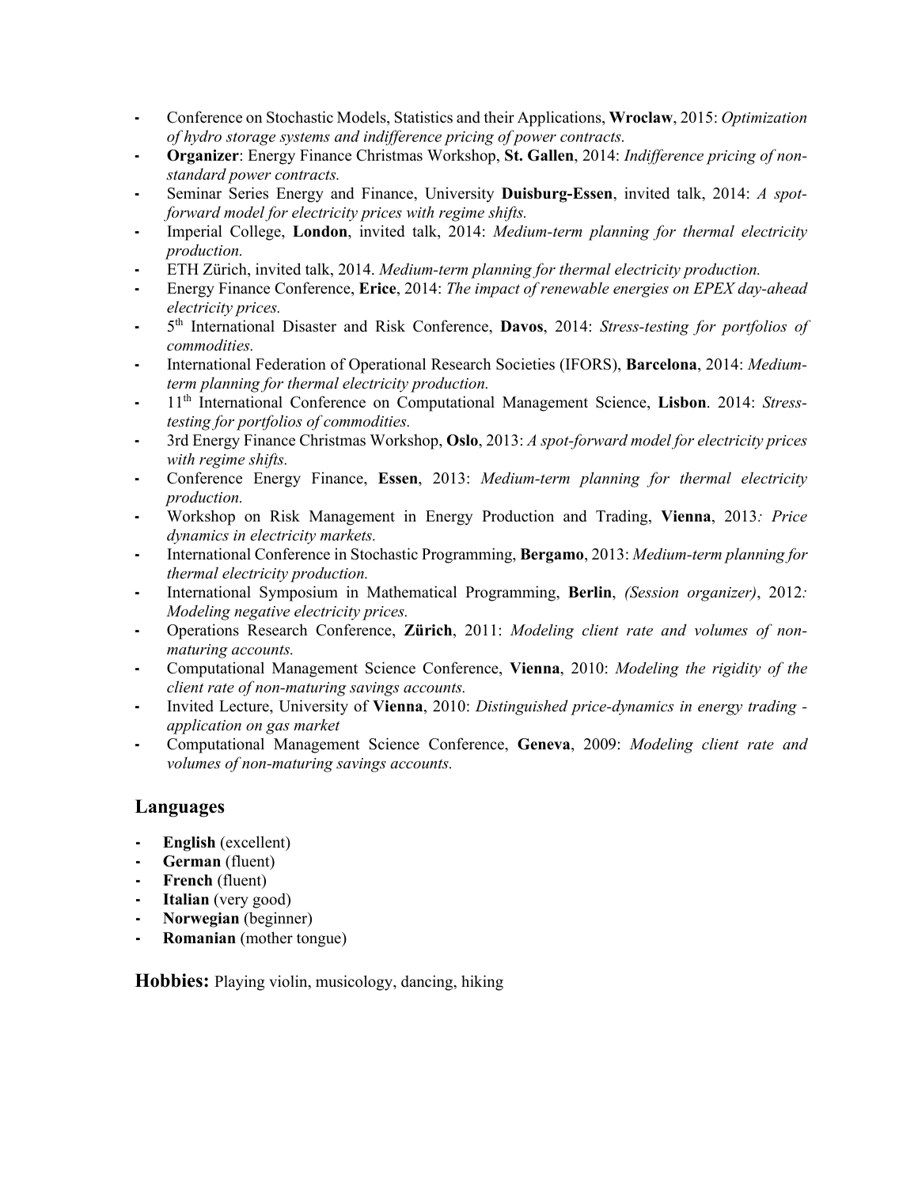- Conference on Stochastic Models, Statistics and their Applications, **Wroclaw**, 2015: *Optimization of hydro storage systems and indifference pricing of power contracts.*
- **Organizer**: Energy Finance Christmas Workshop, **St. Gallen**, 2014: *Indifference pricing of non-standard power contracts.*
- Seminar Series Energy and Finance, University **Duisburg-Essen**, invited talk, 2014: *A spot-forward model for electricity prices with regime shifts.*
- Imperial College, **London**, invited talk, 2014: *Medium-term planning for thermal electricity production.*
- ETH Zürich, invited talk, 2014. *Medium-term planning for thermal electricity production.*
- Energy Finance Conference, **Erice**, 2014: *The impact of renewable energies on EPEX day-ahead electricity prices.*
- 5th International Disaster and Risk Conference, **Davos**, 2014: *Stress-testing for portfolios of commodities.*
- International Federation of Operational Research Societies (IFORS), **Barcelona**, 2014: *Medium-term planning for thermal electricity production.*
- 11th International Conference on Computational Management Science, **Lisbon**. 2014: *Stress-testing for portfolios of commodities.*
- 3rd Energy Finance Christmas Workshop, **Oslo**, 2013: *A spot-forward model for electricity prices with regime shifts.*
- Conference Energy Finance, **Essen**, 2013: *Medium-term planning for thermal electricity production.*
- Workshop on Risk Management in Energy Production and Trading, **Vienna**, 2013*: Price dynamics in electricity markets.*
- International Conference in Stochastic Programming, **Bergamo**, 2013: *Medium-term planning for thermal electricity production.*
- International Symposium in Mathematical Programming, **Berlin**, *(Session organizer)*, 2012*: Modeling negative electricity prices.*
- Operations Research Conference, **Zürich**, 2011: *Modeling client rate and volumes of non-maturing accounts.*
- Computational Management Science Conference, **Vienna**, 2010: *Modeling the rigidity of the client rate of non-maturing savings accounts.*
- Invited Lecture, University of **Vienna**, 2010: *Distinguished price-dynamics in energy trading - application on gas market*
- Computational Management Science Conference, **Geneva**, 2009: *Modeling client rate and volumes of non-maturing savings accounts.*

## Languages

- **English** (excellent)
- **German** (fluent)
- **French** (fluent)
- **Italian** (very good)
- **Norwegian** (beginner)
- **Romanian** (mother tongue)

**Hobbies:** Playing violin, musicology, dancing, hiking